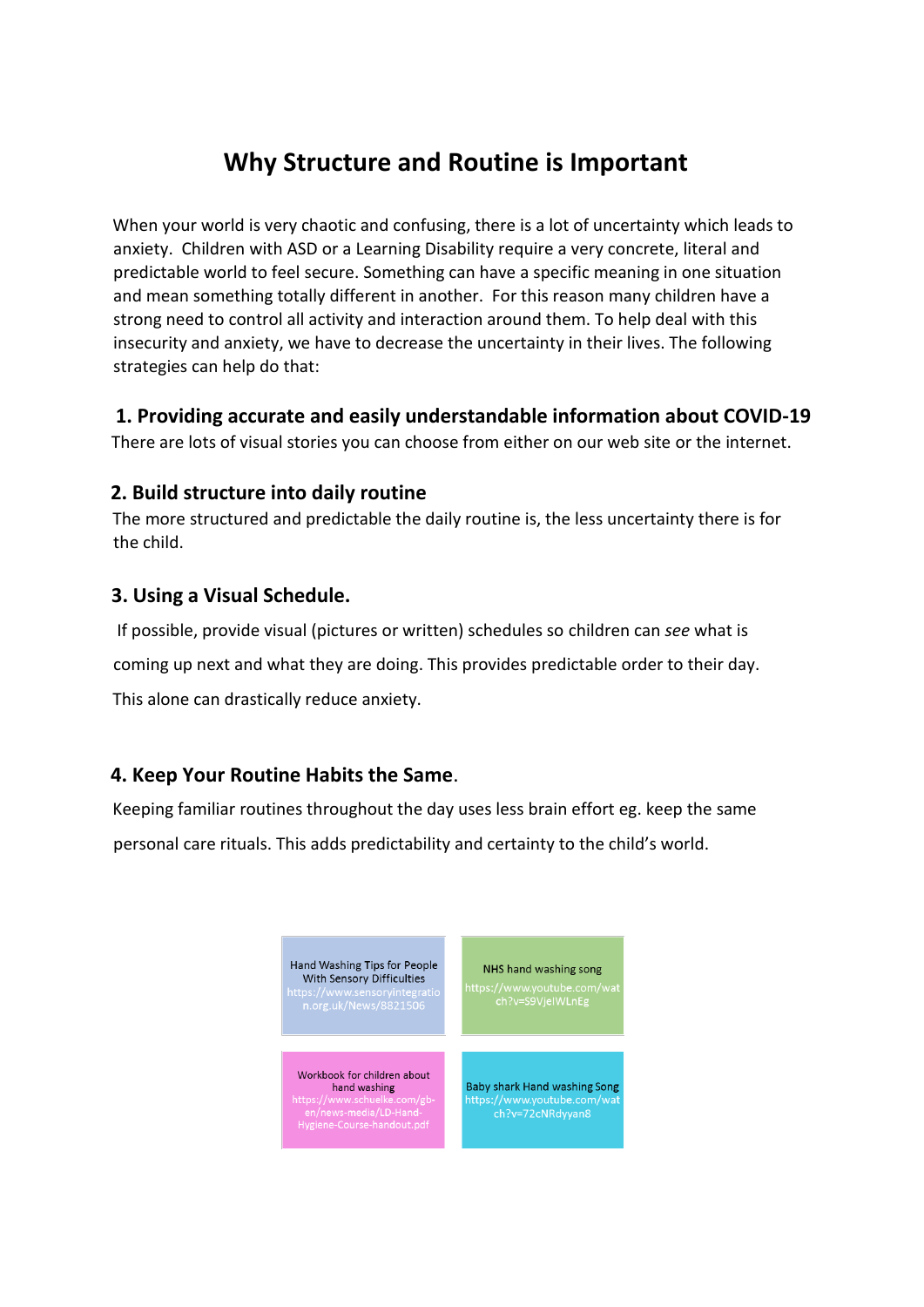# Why Structure and Routine is Important

When your world is very chaotic and confusing, there is a lot of uncertainty which leads to anxiety. Children with ASD or a Learning Disability require a very concrete, literal and predictable world to feel secure. Something can have a specific meaning in one situation and mean something totally different in another. For this reason many children have a strong need to control all activity and interaction around them. To help deal with this insecurity and anxiety, we have to decrease the uncertainty in their lives. The following strategies can help do that:

## 1. Providing accurate and easily understandable information about COVID-19

There are lots of visual stories you can choose from either on our web site or the internet.

## 2. Build structure into daily routine

The more structured and predictable the daily routine is, the less uncertainty there is for the child.

## 3. Using a Visual Schedule.

If possible, provide visual (pictures or written) schedules so children can *see* what is coming up next and what they are doing. This provides predictable order to their day. This alone can drastically reduce anxiety.

## 4. Keep Your Routine Habits the Same.

Keeping familiar routines throughout the day uses less brain effort eg. keep the same personal care rituals. This adds predictability and certainty to the child's world.

Hand Washing Tips for People With Sensory Difficulties
https://www.sensoryintegration.org.uk/News/8821506

NHS hand washing song
https://www.youtube.com/watch?v=S9VjeIWLnEg

Workbook for children about hand washing
https://www.schuelke.com/gb-en/news-media/LD-Hand-Hygiene-Course-handout.pdf

Baby shark Hand washing Song
https://www.youtube.com/watch?v=72cNRdyyan8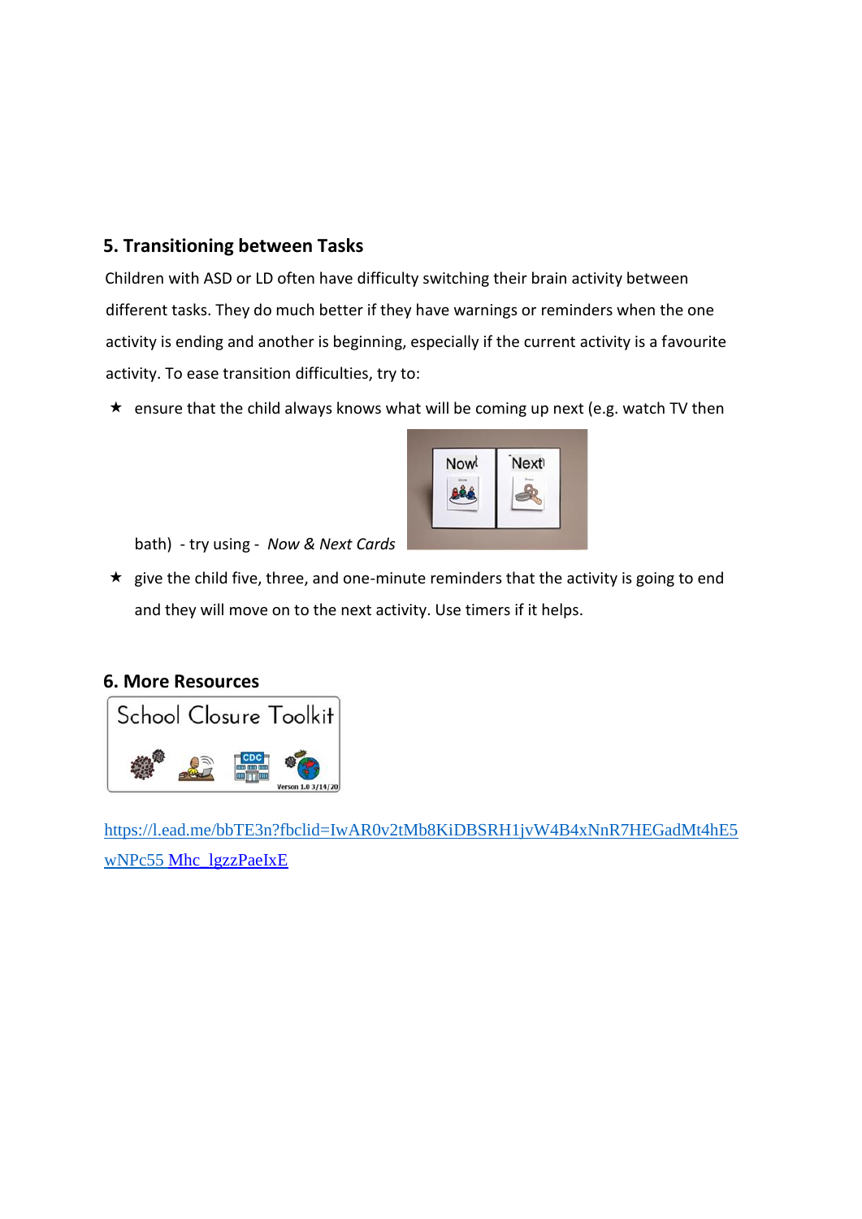## 5. Transitioning between Tasks

Children with ASD or LD often have difficulty switching their brain activity between different tasks. They do much better if they have warnings or reminders when the one activity is ending and another is beginning, especially if the current activity is a favourite activity. To ease transition difficulties, try to:

★ ensure that the child always knows what will be coming up next (e.g. watch TV then bath) - try using - *Now & Next Cards*

★ give the child five, three, and one-minute reminders that the activity is going to end and they will move on to the next activity. Use timers if it helps.

## 6. More Resources

[https://l.ead.me/bbTE3n?fbclid=IwAR0v2tMb8KiDBSRH1jvW4B4xNnR7HEGadMt4hE5wNPc55 Mhc_lgzzPaeIxE](https://l.ead.me/bbTE3n?fbclid=IwAR0v2tMb8KiDBSRH1jvW4B4xNnR7HEGadMt4hE5wNPc55Mhc_lgzzPaeIxE)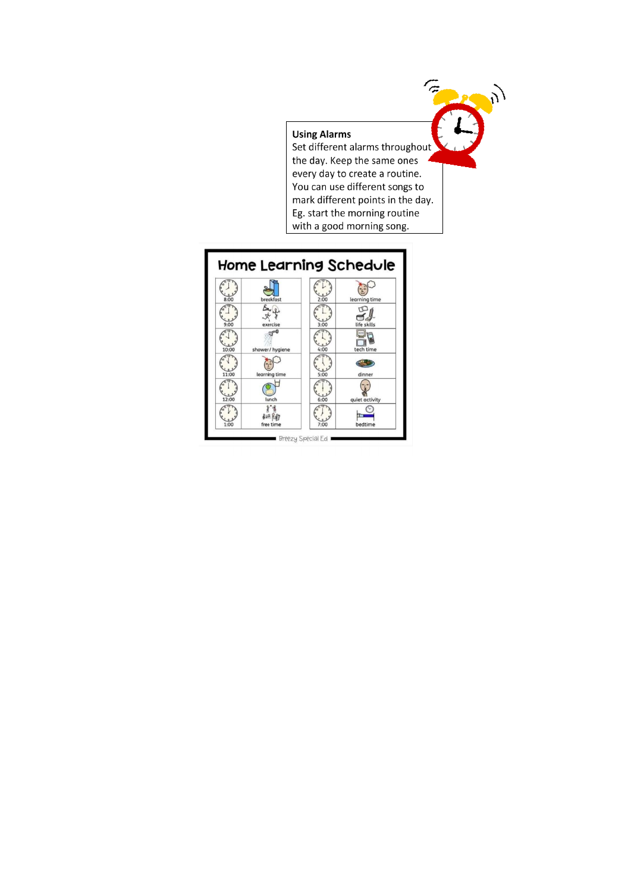**Using Alarms**
Set different alarms throughout the day. Keep the same ones every day to create a routine. You can use different songs to mark different points in the day. Eg. start the morning routine with a good morning song.

## Home Learning Schedule

| | | | |
|---|---|---|---|
| 8:00 | breakfast | 2:00 | learning time |
| 9:00 | exercise | 3:00 | life skills |
| 10:00 | shower/ hygiene | 4:00 | tech time |
| 11:00 | learning time | 5:00 | dinner |
| 12:00 | lunch | 6:00 | quiet activity |
| 1:00 | free time | 7:00 | bedtime |

Breezy Special Ed